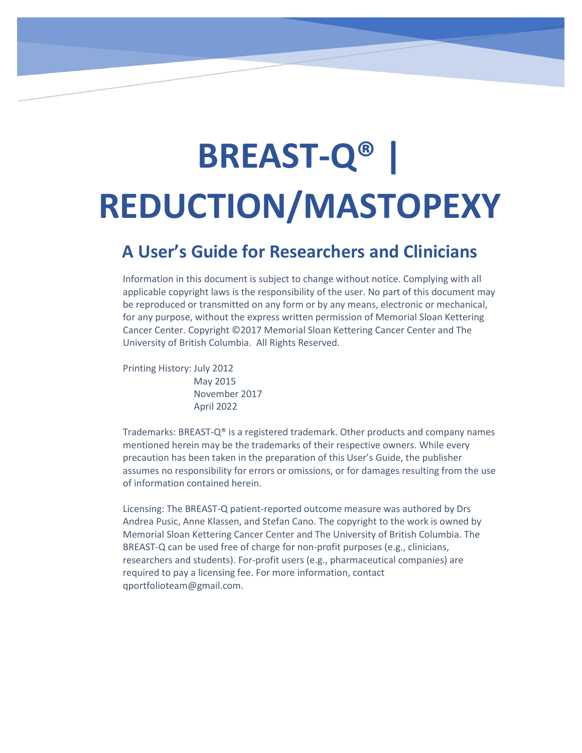# BREAST-Q® | REDUCTION/MASTOPEXY

## A User's Guide for Researchers and Clinicians

Information in this document is subject to change without notice. Complying with all applicable copyright laws is the responsibility of the user. No part of this document may be reproduced or transmitted on any form or by any means, electronic or mechanical, for any purpose, without the express written permission of Memorial Sloan Kettering Cancer Center. Copyright ©2017 Memorial Sloan Kettering Cancer Center and The University of British Columbia. All Rights Reserved.

Printing History: July 2012
May 2015
November 2017
April 2022

Trademarks: BREAST-Q® is a registered trademark. Other products and company names mentioned herein may be the trademarks of their respective owners. While every precaution has been taken in the preparation of this User's Guide, the publisher assumes no responsibility for errors or omissions, or for damages resulting from the use of information contained herein.

Licensing: The BREAST-Q patient-reported outcome measure was authored by Drs Andrea Pusic, Anne Klassen, and Stefan Cano. The copyright to the work is owned by Memorial Sloan Kettering Cancer Center and The University of British Columbia. The BREAST-Q can be used free of charge for non-profit purposes (e.g., clinicians, researchers and students). For-profit users (e.g., pharmaceutical companies) are required to pay a licensing fee. For more information, contact qportfolioteam@gmail.com.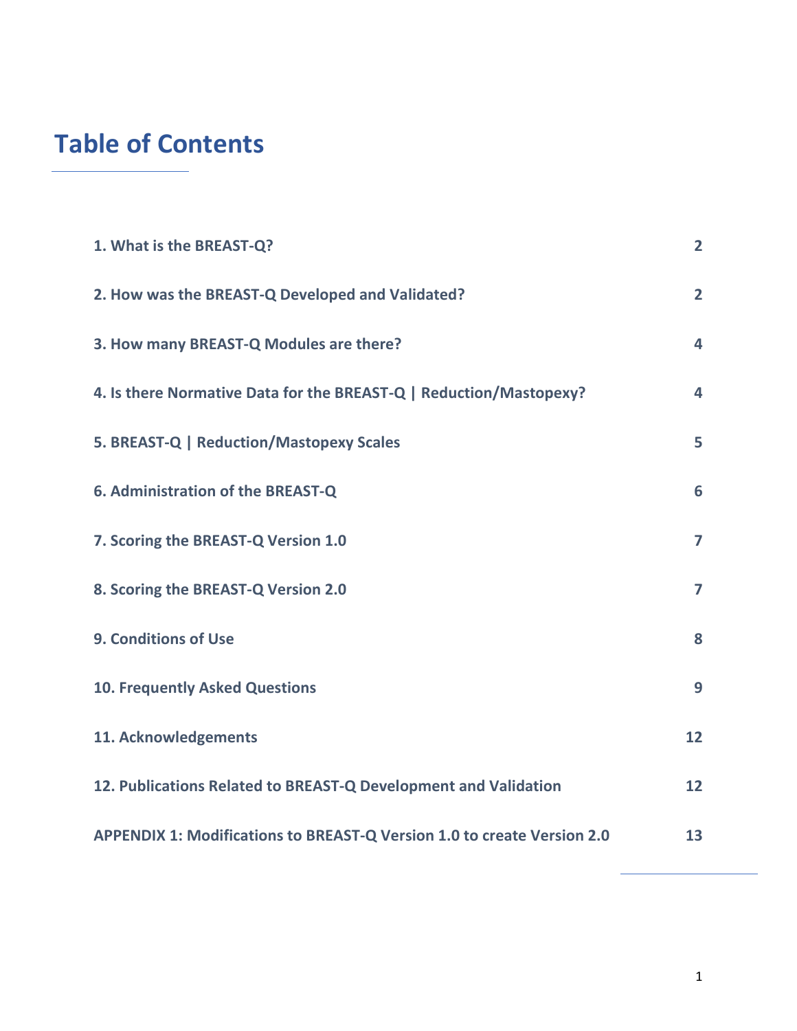# Table of Contents

| | |
|---|---|
| **1. What is the BREAST-Q?** | **2** |
| **2. How was the BREAST-Q Developed and Validated?** | **2** |
| **3. How many BREAST-Q Modules are there?** | **4** |
| **4. Is there Normative Data for the BREAST-Q \| Reduction/Mastopexy?** | **4** |
| **5. BREAST-Q \| Reduction/Mastopexy Scales** | **5** |
| **6. Administration of the BREAST-Q** | **6** |
| **7. Scoring the BREAST-Q Version 1.0** | **7** |
| **8. Scoring the BREAST-Q Version 2.0** | **7** |
| **9. Conditions of Use** | **8** |
| **10. Frequently Asked Questions** | **9** |
| **11. Acknowledgements** | **12** |
| **12. Publications Related to BREAST-Q Development and Validation** | **12** |
| **APPENDIX 1: Modifications to BREAST-Q Version 1.0 to create Version 2.0** | **13** |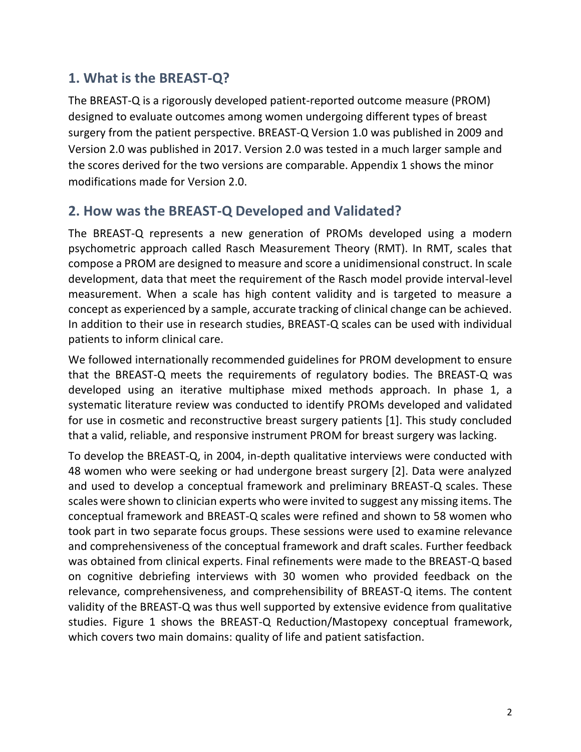## 1. What is the BREAST-Q?

The BREAST-Q is a rigorously developed patient-reported outcome measure (PROM) designed to evaluate outcomes among women undergoing different types of breast surgery from the patient perspective. BREAST-Q Version 1.0 was published in 2009 and Version 2.0 was published in 2017. Version 2.0 was tested in a much larger sample and the scores derived for the two versions are comparable. Appendix 1 shows the minor modifications made for Version 2.0.

## 2. How was the BREAST-Q Developed and Validated?

The BREAST-Q represents a new generation of PROMs developed using a modern psychometric approach called Rasch Measurement Theory (RMT). In RMT, scales that compose a PROM are designed to measure and score a unidimensional construct. In scale development, data that meet the requirement of the Rasch model provide interval-level measurement. When a scale has high content validity and is targeted to measure a concept as experienced by a sample, accurate tracking of clinical change can be achieved. In addition to their use in research studies, BREAST-Q scales can be used with individual patients to inform clinical care.

We followed internationally recommended guidelines for PROM development to ensure that the BREAST-Q meets the requirements of regulatory bodies. The BREAST-Q was developed using an iterative multiphase mixed methods approach. In phase 1, a systematic literature review was conducted to identify PROMs developed and validated for use in cosmetic and reconstructive breast surgery patients [1]. This study concluded that a valid, reliable, and responsive instrument PROM for breast surgery was lacking.

To develop the BREAST-Q, in 2004, in-depth qualitative interviews were conducted with 48 women who were seeking or had undergone breast surgery [2]. Data were analyzed and used to develop a conceptual framework and preliminary BREAST-Q scales. These scales were shown to clinician experts who were invited to suggest any missing items. The conceptual framework and BREAST-Q scales were refined and shown to 58 women who took part in two separate focus groups. These sessions were used to examine relevance and comprehensiveness of the conceptual framework and draft scales. Further feedback was obtained from clinical experts. Final refinements were made to the BREAST-Q based on cognitive debriefing interviews with 30 women who provided feedback on the relevance, comprehensiveness, and comprehensibility of BREAST-Q items. The content validity of the BREAST-Q was thus well supported by extensive evidence from qualitative studies. Figure 1 shows the BREAST-Q Reduction/Mastopexy conceptual framework, which covers two main domains: quality of life and patient satisfaction.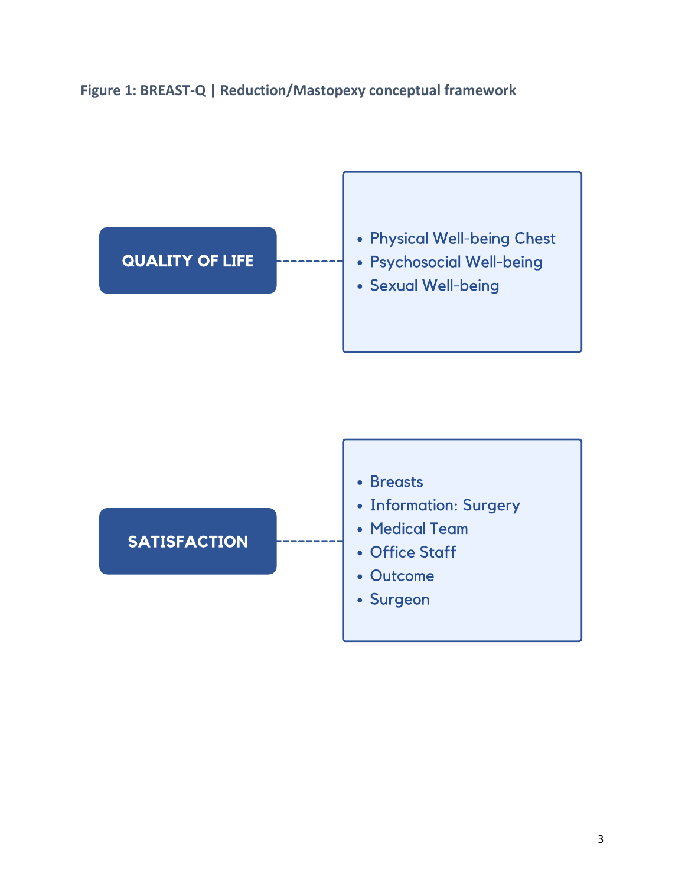**Figure 1: BREAST-Q | Reduction/Mastopexy conceptual framework**

**QUALITY OF LIFE**

- Physical Well-being Chest
- Psychosocial Well-being
- Sexual Well-being

**SATISFACTION**

- Breasts
- Information: Surgery
- Medical Team
- Office Staff
- Outcome
- Surgeon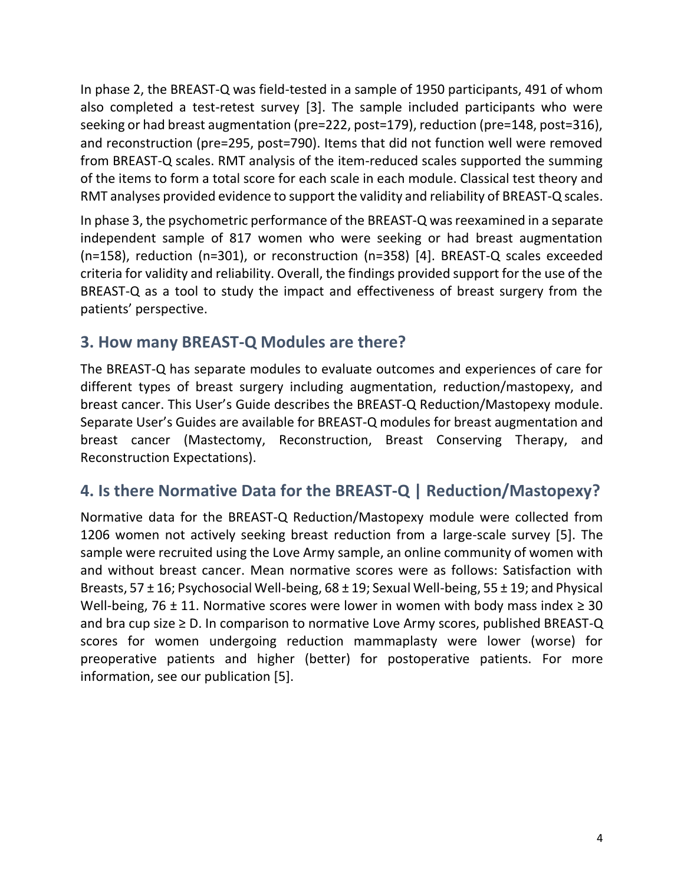In phase 2, the BREAST-Q was field-tested in a sample of 1950 participants, 491 of whom also completed a test-retest survey [3]. The sample included participants who were seeking or had breast augmentation (pre=222, post=179), reduction (pre=148, post=316), and reconstruction (pre=295, post=790). Items that did not function well were removed from BREAST-Q scales. RMT analysis of the item-reduced scales supported the summing of the items to form a total score for each scale in each module. Classical test theory and RMT analyses provided evidence to support the validity and reliability of BREAST-Q scales.

In phase 3, the psychometric performance of the BREAST-Q was reexamined in a separate independent sample of 817 women who were seeking or had breast augmentation (n=158), reduction (n=301), or reconstruction (n=358) [4]. BREAST-Q scales exceeded criteria for validity and reliability. Overall, the findings provided support for the use of the BREAST-Q as a tool to study the impact and effectiveness of breast surgery from the patients' perspective.

## 3. How many BREAST-Q Modules are there?

The BREAST-Q has separate modules to evaluate outcomes and experiences of care for different types of breast surgery including augmentation, reduction/mastopexy, and breast cancer. This User's Guide describes the BREAST-Q Reduction/Mastopexy module. Separate User's Guides are available for BREAST-Q modules for breast augmentation and breast cancer (Mastectomy, Reconstruction, Breast Conserving Therapy, and Reconstruction Expectations).

## 4. Is there Normative Data for the BREAST-Q | Reduction/Mastopexy?

Normative data for the BREAST-Q Reduction/Mastopexy module were collected from 1206 women not actively seeking breast reduction from a large-scale survey [5]. The sample were recruited using the Love Army sample, an online community of women with and without breast cancer. Mean normative scores were as follows: Satisfaction with Breasts, 57 ± 16; Psychosocial Well-being, 68 ± 19; Sexual Well-being, 55 ± 19; and Physical Well-being, 76 ± 11. Normative scores were lower in women with body mass index ≥ 30 and bra cup size ≥ D. In comparison to normative Love Army scores, published BREAST-Q scores for women undergoing reduction mammaplasty were lower (worse) for preoperative patients and higher (better) for postoperative patients. For more information, see our publication [5].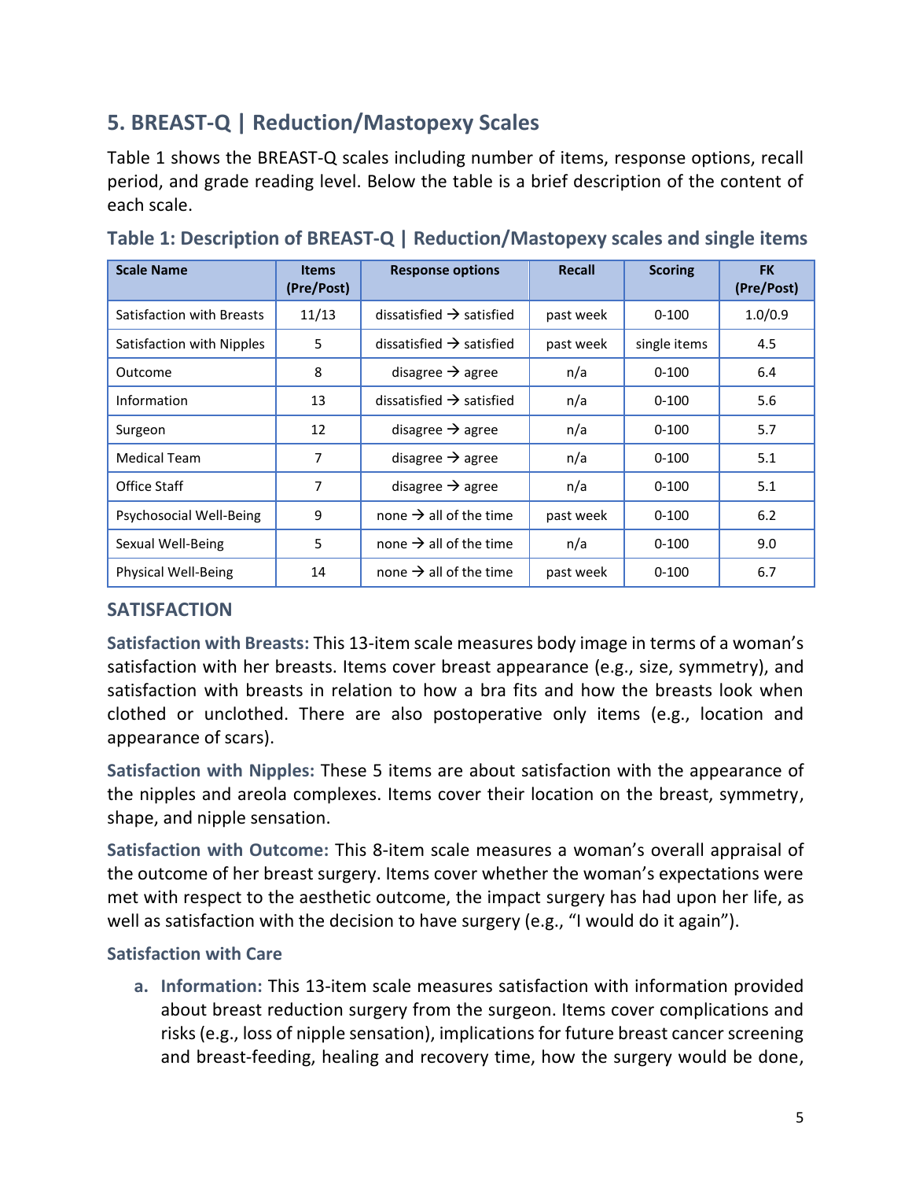## 5. BREAST-Q | Reduction/Mastopexy Scales

Table 1 shows the BREAST-Q scales including number of items, response options, recall period, and grade reading level. Below the table is a brief description of the content of each scale.

### Table 1: Description of BREAST-Q | Reduction/Mastopexy scales and single items

| Scale Name | Items (Pre/Post) | Response options | Recall | Scoring | FK (Pre/Post) |
|---|---|---|---|---|---|
| Satisfaction with Breasts | 11/13 | dissatisfied → satisfied | past week | 0-100 | 1.0/0.9 |
| Satisfaction with Nipples | 5 | dissatisfied → satisfied | past week | single items | 4.5 |
| Outcome | 8 | disagree → agree | n/a | 0-100 | 6.4 |
| Information | 13 | dissatisfied → satisfied | n/a | 0-100 | 5.6 |
| Surgeon | 12 | disagree → agree | n/a | 0-100 | 5.7 |
| Medical Team | 7 | disagree → agree | n/a | 0-100 | 5.1 |
| Office Staff | 7 | disagree → agree | n/a | 0-100 | 5.1 |
| Psychosocial Well-Being | 9 | none → all of the time | past week | 0-100 | 6.2 |
| Sexual Well-Being | 5 | none → all of the time | n/a | 0-100 | 9.0 |
| Physical Well-Being | 14 | none → all of the time | past week | 0-100 | 6.7 |

### SATISFACTION

**Satisfaction with Breasts:** This 13-item scale measures body image in terms of a woman's satisfaction with her breasts. Items cover breast appearance (e.g., size, symmetry), and satisfaction with breasts in relation to how a bra fits and how the breasts look when clothed or unclothed. There are also postoperative only items (e.g., location and appearance of scars).

**Satisfaction with Nipples:** These 5 items are about satisfaction with the appearance of the nipples and areola complexes. Items cover their location on the breast, symmetry, shape, and nipple sensation.

**Satisfaction with Outcome:** This 8-item scale measures a woman's overall appraisal of the outcome of her breast surgery. Items cover whether the woman's expectations were met with respect to the aesthetic outcome, the impact surgery has had upon her life, as well as satisfaction with the decision to have surgery (e.g., "I would do it again").

**Satisfaction with Care**

a. **Information:** This 13-item scale measures satisfaction with information provided about breast reduction surgery from the surgeon. Items cover complications and risks (e.g., loss of nipple sensation), implications for future breast cancer screening and breast-feeding, healing and recovery time, how the surgery would be done,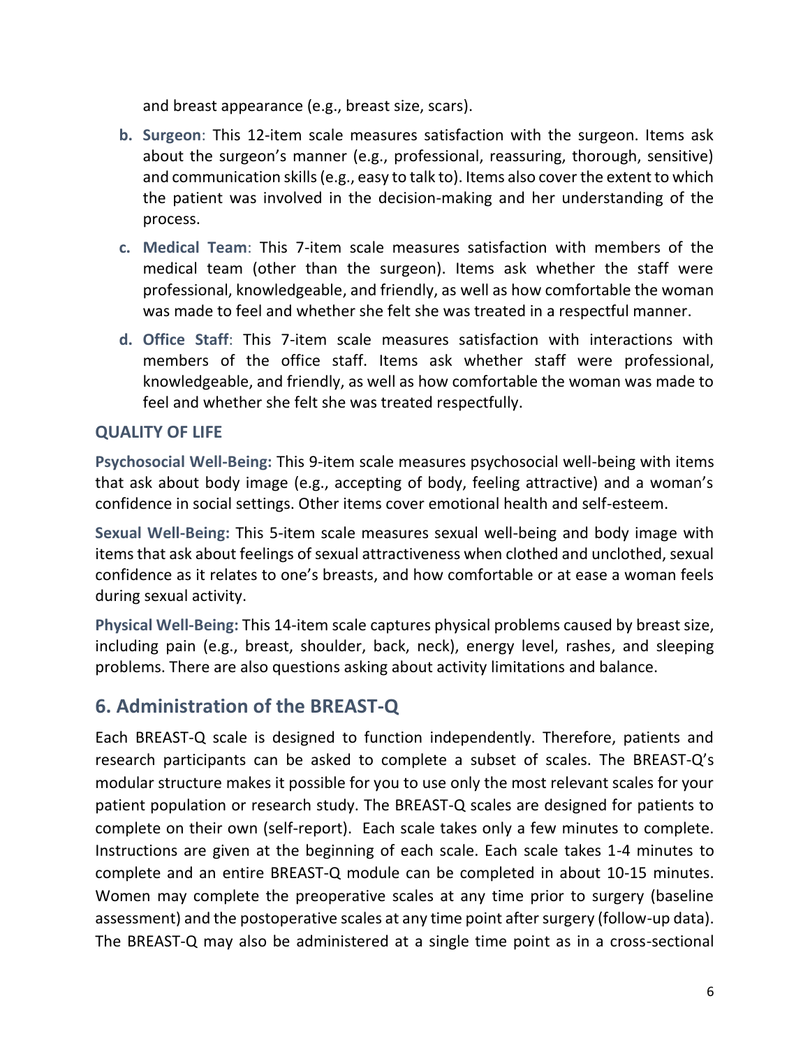and breast appearance (e.g., breast size, scars).

b. **Surgeon**: This 12-item scale measures satisfaction with the surgeon. Items ask about the surgeon's manner (e.g., professional, reassuring, thorough, sensitive) and communication skills (e.g., easy to talk to). Items also cover the extent to which the patient was involved in the decision-making and her understanding of the process.

c. **Medical Team**: This 7-item scale measures satisfaction with members of the medical team (other than the surgeon). Items ask whether the staff were professional, knowledgeable, and friendly, as well as how comfortable the woman was made to feel and whether she felt she was treated in a respectful manner.

d. **Office Staff**: This 7-item scale measures satisfaction with interactions with members of the office staff. Items ask whether staff were professional, knowledgeable, and friendly, as well as how comfortable the woman was made to feel and whether she felt she was treated respectfully.

### QUALITY OF LIFE

**Psychosocial Well-Being:** This 9-item scale measures psychosocial well-being with items that ask about body image (e.g., accepting of body, feeling attractive) and a woman's confidence in social settings. Other items cover emotional health and self-esteem.

**Sexual Well-Being:** This 5-item scale measures sexual well-being and body image with items that ask about feelings of sexual attractiveness when clothed and unclothed, sexual confidence as it relates to one's breasts, and how comfortable or at ease a woman feels during sexual activity.

**Physical Well-Being:** This 14-item scale captures physical problems caused by breast size, including pain (e.g., breast, shoulder, back, neck), energy level, rashes, and sleeping problems. There are also questions asking about activity limitations and balance.

## 6. Administration of the BREAST-Q

Each BREAST-Q scale is designed to function independently. Therefore, patients and research participants can be asked to complete a subset of scales. The BREAST-Q's modular structure makes it possible for you to use only the most relevant scales for your patient population or research study. The BREAST-Q scales are designed for patients to complete on their own (self-report). Each scale takes only a few minutes to complete. Instructions are given at the beginning of each scale. Each scale takes 1-4 minutes to complete and an entire BREAST-Q module can be completed in about 10-15 minutes. Women may complete the preoperative scales at any time prior to surgery (baseline assessment) and the postoperative scales at any time point after surgery (follow-up data). The BREAST-Q may also be administered at a single time point as in a cross-sectional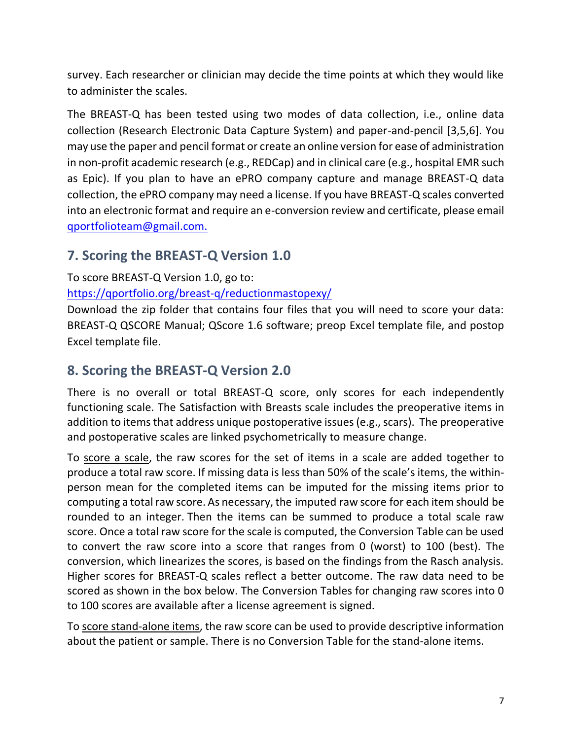survey. Each researcher or clinician may decide the time points at which they would like to administer the scales.

The BREAST-Q has been tested using two modes of data collection, i.e., online data collection (Research Electronic Data Capture System) and paper-and-pencil [3,5,6]. You may use the paper and pencil format or create an online version for ease of administration in non-profit academic research (e.g., REDCap) and in clinical care (e.g., hospital EMR such as Epic). If you plan to have an ePRO company capture and manage BREAST-Q data collection, the ePRO company may need a license. If you have BREAST-Q scales converted into an electronic format and require an e-conversion review and certificate, please email [qportfolioteam@gmail.com.](mailto:qportfolioteam@gmail.com)

## 7. Scoring the BREAST-Q Version 1.0

To score BREAST-Q Version 1.0, go to:
[https://qportfolio.org/breast-q/reductionmastopexy/](https://qportfolio.org/breast-q/reductionmastopexy/)
Download the zip folder that contains four files that you will need to score your data: BREAST-Q QSCORE Manual; QScore 1.6 software; preop Excel template file, and postop Excel template file.

## 8. Scoring the BREAST-Q Version 2.0

There is no overall or total BREAST-Q score, only scores for each independently functioning scale. The Satisfaction with Breasts scale includes the preoperative items in addition to items that address unique postoperative issues (e.g., scars). The preoperative and postoperative scales are linked psychometrically to measure change.

To <u>score a scale</u>, the raw scores for the set of items in a scale are added together to produce a total raw score. If missing data is less than 50% of the scale's items, the within-person mean for the completed items can be imputed for the missing items prior to computing a total raw score. As necessary, the imputed raw score for each item should be rounded to an integer. Then the items can be summed to produce a total scale raw score. Once a total raw score for the scale is computed, the Conversion Table can be used to convert the raw score into a score that ranges from 0 (worst) to 100 (best). The conversion, which linearizes the scores, is based on the findings from the Rasch analysis. Higher scores for BREAST-Q scales reflect a better outcome. The raw data need to be scored as shown in the box below. The Conversion Tables for changing raw scores into 0 to 100 scores are available after a license agreement is signed.

To <u>score stand-alone items</u>, the raw score can be used to provide descriptive information about the patient or sample. There is no Conversion Table for the stand-alone items.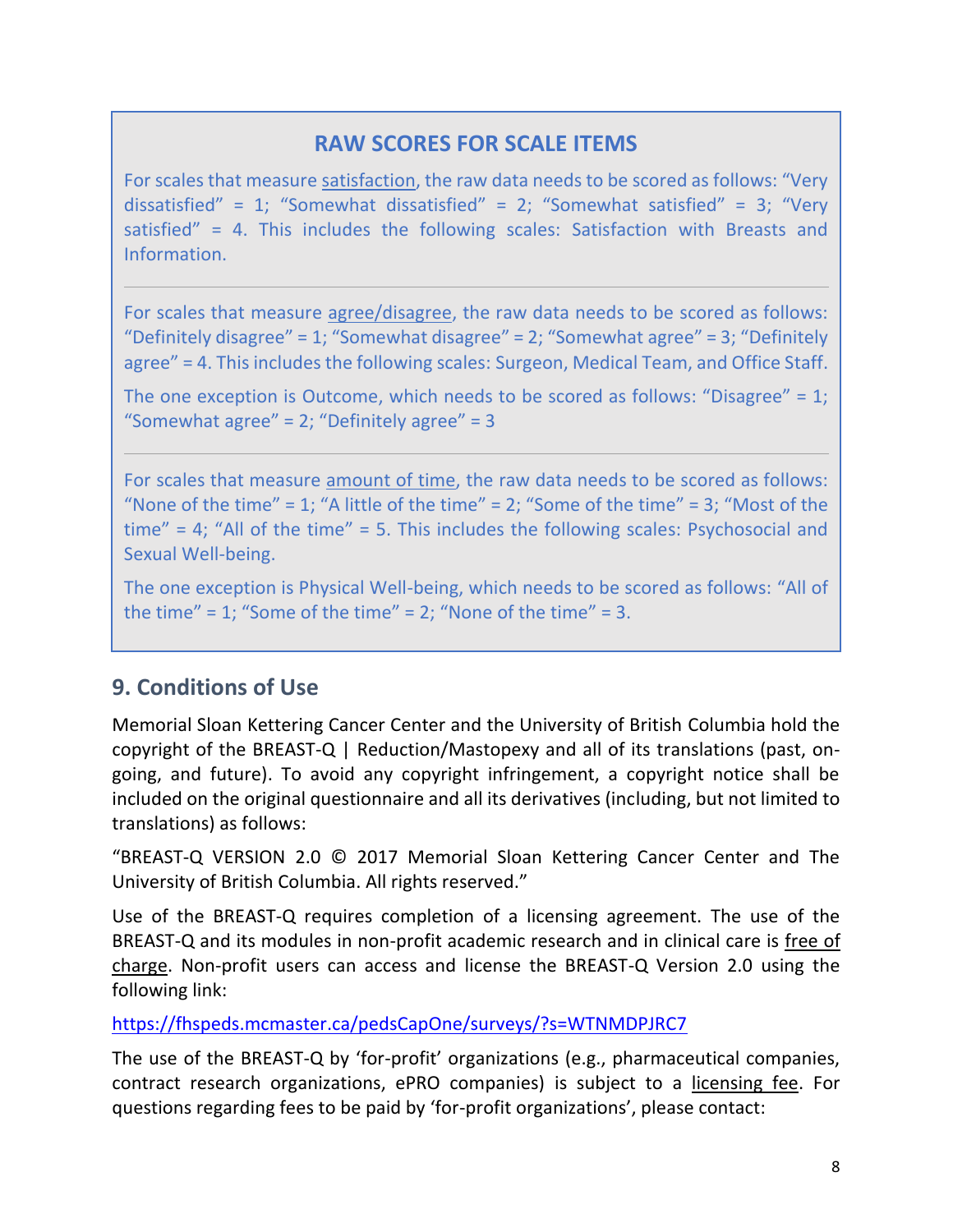### RAW SCORES FOR SCALE ITEMS

For scales that measure satisfaction, the raw data needs to be scored as follows: “Very dissatisfied” = 1; “Somewhat dissatisfied” = 2; “Somewhat satisfied” = 3; “Very satisfied” = 4. This includes the following scales: Satisfaction with Breasts and Information.

---

For scales that measure agree/disagree, the raw data needs to be scored as follows: “Definitely disagree” = 1; “Somewhat disagree” = 2; “Somewhat agree” = 3; “Definitely agree” = 4. This includes the following scales: Surgeon, Medical Team, and Office Staff.

The one exception is Outcome, which needs to be scored as follows: “Disagree” = 1; “Somewhat agree” = 2; “Definitely agree” = 3

---

For scales that measure amount of time, the raw data needs to be scored as follows: “None of the time” = 1; “A little of the time” = 2; “Some of the time” = 3; “Most of the time” = 4; “All of the time” = 5. This includes the following scales: Psychosocial and Sexual Well-being.

The one exception is Physical Well-being, which needs to be scored as follows: “All of the time” = 1; “Some of the time” = 2; “None of the time” = 3.

## 9. Conditions of Use

Memorial Sloan Kettering Cancer Center and the University of British Columbia hold the copyright of the BREAST-Q | Reduction/Mastopexy and all of its translations (past, on-going, and future). To avoid any copyright infringement, a copyright notice shall be included on the original questionnaire and all its derivatives (including, but not limited to translations) as follows:

“BREAST-Q VERSION 2.0 © 2017 Memorial Sloan Kettering Cancer Center and The University of British Columbia. All rights reserved.”

Use of the BREAST-Q requires completion of a licensing agreement. The use of the BREAST-Q and its modules in non-profit academic research and in clinical care is free of charge. Non-profit users can access and license the BREAST-Q Version 2.0 using the following link:

https://fhspeds.mcmaster.ca/pedsCapOne/surveys/?s=WTNMDPJRC7

The use of the BREAST-Q by ‘for-profit’ organizations (e.g., pharmaceutical companies, contract research organizations, ePRO companies) is subject to a licensing fee. For questions regarding fees to be paid by ‘for-profit organizations’, please contact: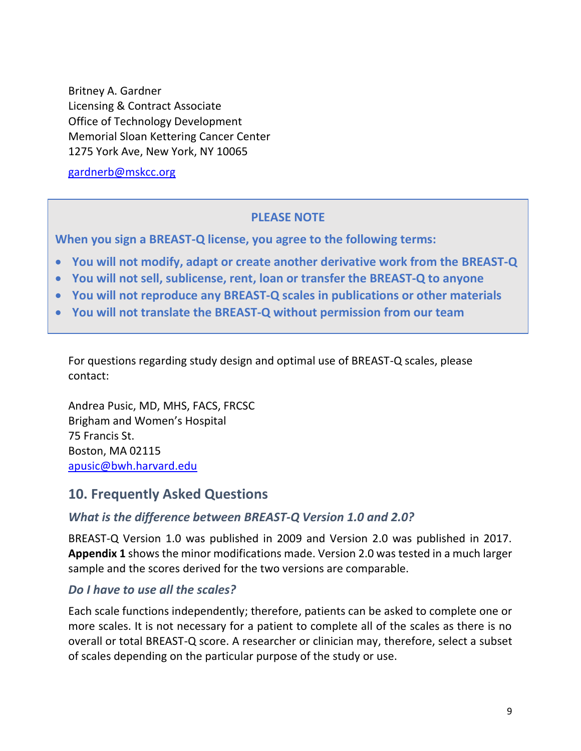Britney A. Gardner
Licensing & Contract Associate
Office of Technology Development
Memorial Sloan Kettering Cancer Center
1275 York Ave, New York, NY 10065

gardnerb@mskcc.org

**PLEASE NOTE**

**When you sign a BREAST-Q license, you agree to the following terms:**

- **You will not modify, adapt or create another derivative work from the BREAST-Q**
- **You will not sell, sublicense, rent, loan or transfer the BREAST-Q to anyone**
- **You will not reproduce any BREAST-Q scales in publications or other materials**
- **You will not translate the BREAST-Q without permission from our team**

For questions regarding study design and optimal use of BREAST-Q scales, please contact:

Andrea Pusic, MD, MHS, FACS, FRCSC
Brigham and Women's Hospital
75 Francis St.
Boston, MA 02115
apusic@bwh.harvard.edu

## 10. Frequently Asked Questions

### *What is the difference between BREAST-Q Version 1.0 and 2.0?*

BREAST-Q Version 1.0 was published in 2009 and Version 2.0 was published in 2017. **Appendix 1** shows the minor modifications made. Version 2.0 was tested in a much larger sample and the scores derived for the two versions are comparable.

### *Do I have to use all the scales?*

Each scale functions independently; therefore, patients can be asked to complete one or more scales. It is not necessary for a patient to complete all of the scales as there is no overall or total BREAST-Q score. A researcher or clinician may, therefore, select a subset of scales depending on the particular purpose of the study or use.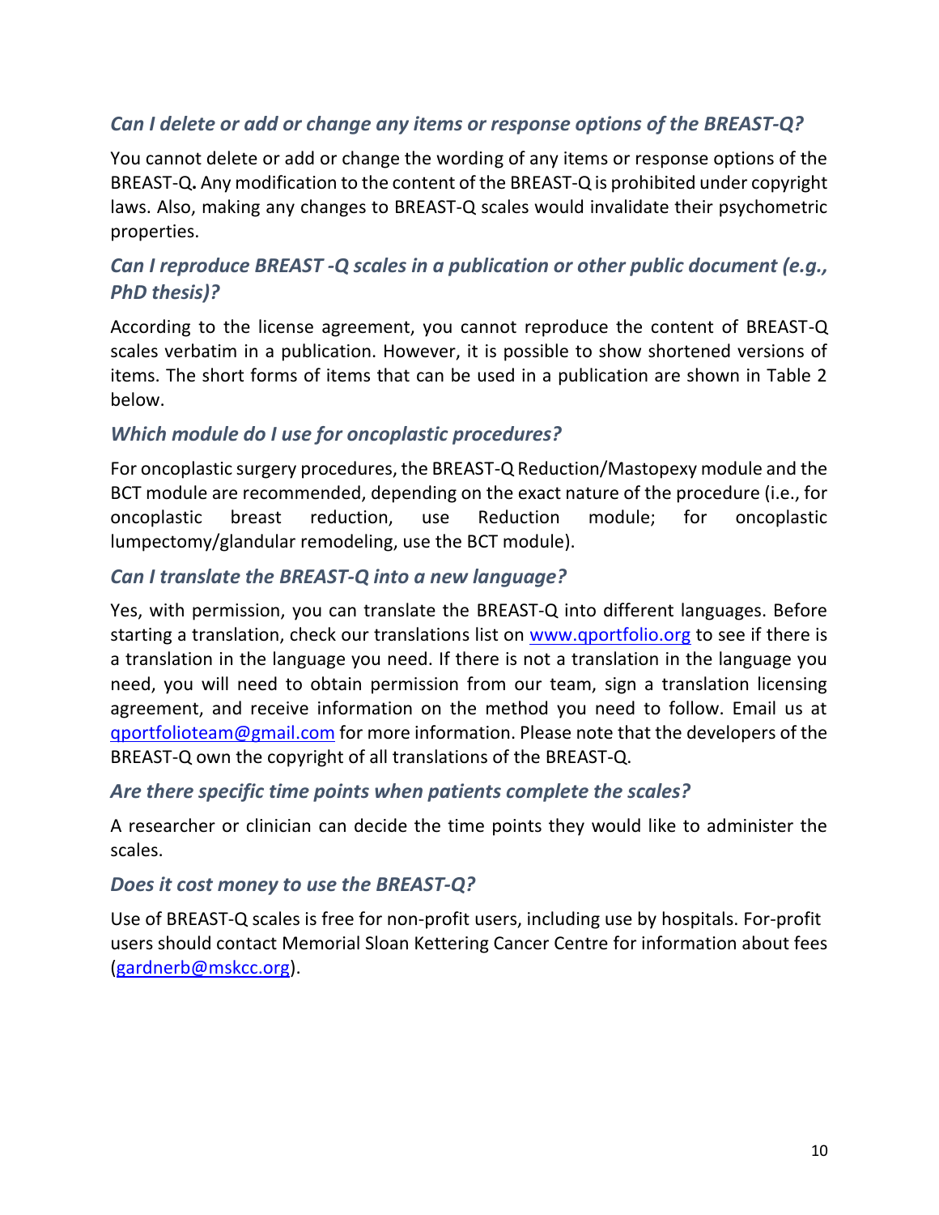### *Can I delete or add or change any items or response options of the BREAST-Q?*

You cannot delete or add or change the wording of any items or response options of the BREAST-Q**.** Any modification to the content of the BREAST-Q is prohibited under copyright laws. Also, making any changes to BREAST-Q scales would invalidate their psychometric properties.

### *Can I reproduce BREAST -Q scales in a publication or other public document (e.g., PhD thesis)?*

According to the license agreement, you cannot reproduce the content of BREAST-Q scales verbatim in a publication. However, it is possible to show shortened versions of items. The short forms of items that can be used in a publication are shown in Table 2 below.

### *Which module do I use for oncoplastic procedures?*

For oncoplastic surgery procedures, the BREAST-Q Reduction/Mastopexy module and the BCT module are recommended, depending on the exact nature of the procedure (i.e., for oncoplastic breast reduction, use Reduction module; for oncoplastic lumpectomy/glandular remodeling, use the BCT module).

### *Can I translate the BREAST-Q into a new language?*

Yes, with permission, you can translate the BREAST-Q into different languages. Before starting a translation, check our translations list on [www.qportfolio.org](www.qportfolio.org) to see if there is a translation in the language you need. If there is not a translation in the language you need, you will need to obtain permission from our team, sign a translation licensing agreement, and receive information on the method you need to follow. Email us at [qportfolioteam@gmail.com](mailto:qportfolioteam@gmail.com) for more information. Please note that the developers of the BREAST-Q own the copyright of all translations of the BREAST-Q.

### *Are there specific time points when patients complete the scales?*

A researcher or clinician can decide the time points they would like to administer the scales.

### *Does it cost money to use the BREAST-Q?*

Use of BREAST-Q scales is free for non-profit users, including use by hospitals. For-profit users should contact Memorial Sloan Kettering Cancer Centre for information about fees ([gardnerb@mskcc.org](mailto:gardnerb@mskcc.org)).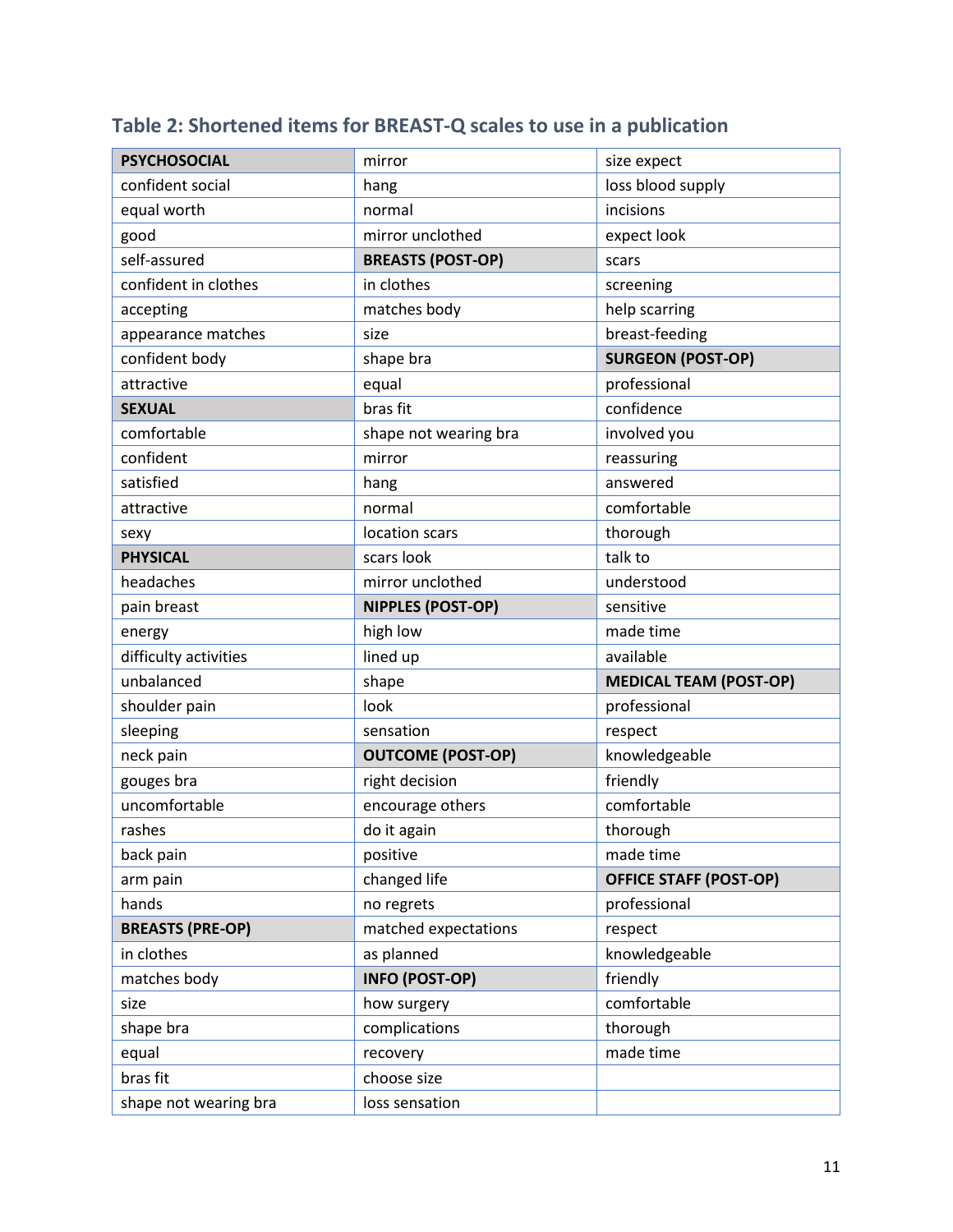## Table 2: Shortened items for BREAST-Q scales to use in a publication

| | | |
|---|---|---|
| **PSYCHOSOCIAL** | mirror | size expect |
| confident social | hang | loss blood supply |
| equal worth | normal | incisions |
| good | mirror unclothed | expect look |
| self-assured | **BREASTS (POST-OP)** | scars |
| confident in clothes | in clothes | screening |
| accepting | matches body | help scarring |
| appearance matches | size | breast-feeding |
| confident body | shape bra | **SURGEON (POST-OP)** |
| attractive | equal | professional |
| **SEXUAL** | bras fit | confidence |
| comfortable | shape not wearing bra | involved you |
| confident | mirror | reassuring |
| satisfied | hang | answered |
| attractive | normal | comfortable |
| sexy | location scars | thorough |
| **PHYSICAL** | scars look | talk to |
| headaches | mirror unclothed | understood |
| pain breast | **NIPPLES (POST-OP)** | sensitive |
| energy | high low | made time |
| difficulty activities | lined up | available |
| unbalanced | shape | **MEDICAL TEAM (POST-OP)** |
| shoulder pain | look | professional |
| sleeping | sensation | respect |
| neck pain | **OUTCOME (POST-OP)** | knowledgeable |
| gouges bra | right decision | friendly |
| uncomfortable | encourage others | comfortable |
| rashes | do it again | thorough |
| back pain | positive | made time |
| arm pain | changed life | **OFFICE STAFF (POST-OP)** |
| hands | no regrets | professional |
| **BREASTS (PRE-OP)** | matched expectations | respect |
| in clothes | as planned | knowledgeable |
| matches body | **INFO (POST-OP)** | friendly |
| size | how surgery | comfortable |
| shape bra | complications | thorough |
| equal | recovery | made time |
| bras fit | choose size | |
| shape not wearing bra | loss sensation | |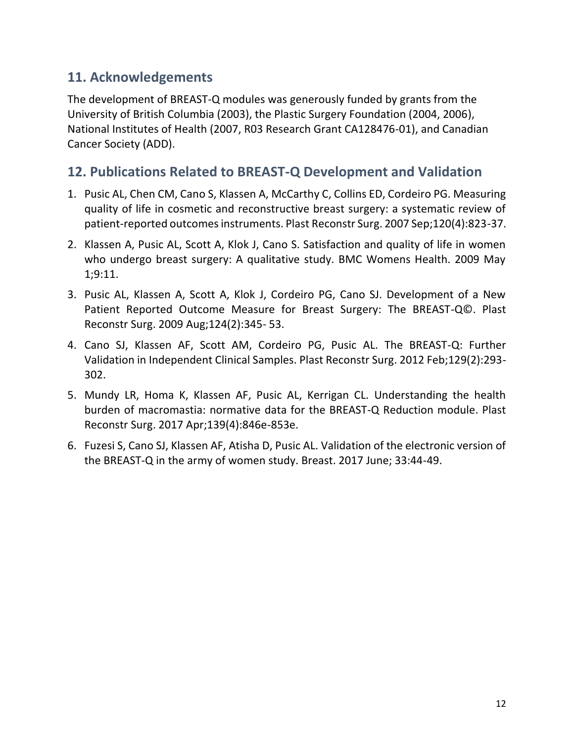## 11. Acknowledgements

The development of BREAST-Q modules was generously funded by grants from the University of British Columbia (2003), the Plastic Surgery Foundation (2004, 2006), National Institutes of Health (2007, R03 Research Grant CA128476-01), and Canadian Cancer Society (ADD).

## 12. Publications Related to BREAST-Q Development and Validation

1. Pusic AL, Chen CM, Cano S, Klassen A, McCarthy C, Collins ED, Cordeiro PG. Measuring quality of life in cosmetic and reconstructive breast surgery: a systematic review of patient-reported outcomes instruments. Plast Reconstr Surg. 2007 Sep;120(4):823-37.
2. Klassen A, Pusic AL, Scott A, Klok J, Cano S. Satisfaction and quality of life in women who undergo breast surgery: A qualitative study. BMC Womens Health. 2009 May 1;9:11.
3. Pusic AL, Klassen A, Scott A, Klok J, Cordeiro PG, Cano SJ. Development of a New Patient Reported Outcome Measure for Breast Surgery: The BREAST-Q©. Plast Reconstr Surg. 2009 Aug;124(2):345- 53.
4. Cano SJ, Klassen AF, Scott AM, Cordeiro PG, Pusic AL. The BREAST-Q: Further Validation in Independent Clinical Samples. Plast Reconstr Surg. 2012 Feb;129(2):293-302.
5. Mundy LR, Homa K, Klassen AF, Pusic AL, Kerrigan CL. Understanding the health burden of macromastia: normative data for the BREAST-Q Reduction module. Plast Reconstr Surg. 2017 Apr;139(4):846e-853e.
6. Fuzesi S, Cano SJ, Klassen AF, Atisha D, Pusic AL. Validation of the electronic version of the BREAST-Q in the army of women study. Breast. 2017 June; 33:44-49.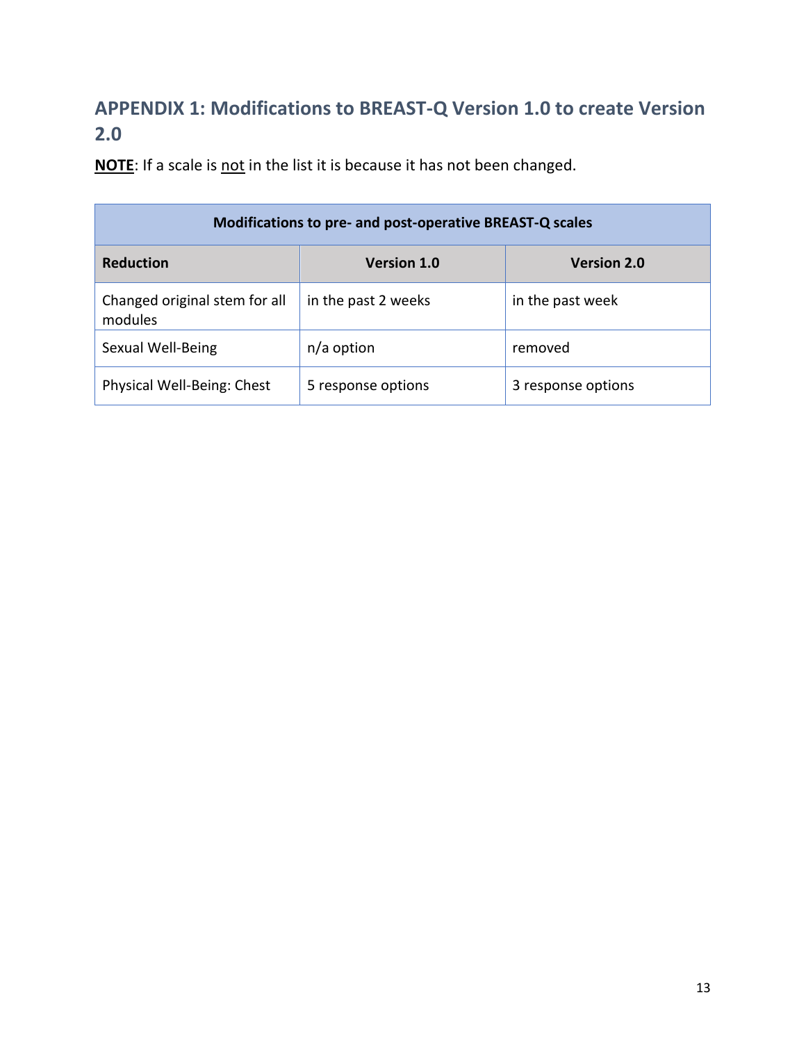## APPENDIX 1: Modifications to BREAST-Q Version 1.0 to create Version 2.0

**NOTE**: If a scale is not in the list it is because it has not been changed.

| Modifications to pre- and post-operative BREAST-Q scales | | |
|---|---|---|
| **Reduction** | **Version 1.0** | **Version 2.0** |
| Changed original stem for all modules | in the past 2 weeks | in the past week |
| Sexual Well-Being | n/a option | removed |
| Physical Well-Being: Chest | 5 response options | 3 response options |